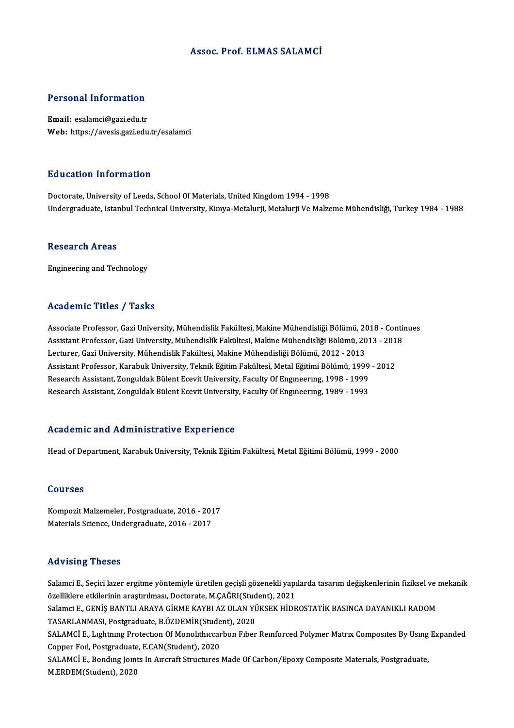# Assoc. Prof. ELMAS SALAMCİ

## Personal Information

**Email:** esalamci@gazi.edu.tr
**Web:** https://avesis.gazi.edu.tr/esalamci

## Education Information

Doctorate, University of Leeds, School Of Materials, United Kingdom 1994 - 1998
Undergraduate, Istanbul Technical University, Kimya-Metalurji, Metalurji Ve Malzeme Mühendisliği, Turkey 1984 - 1988

## Research Areas

Engineering and Technology

## Academic Titles / Tasks

Associate Professor, Gazi University, Mühendislik Fakültesi, Makine Mühendisliği Bölümü, 2018 - Continues
Assistant Professor, Gazi University, Mühendislik Fakültesi, Makine Mühendisliği Bölümü, 2013 - 2018
Lecturer, Gazi University, Mühendislik Fakültesi, Makine Mühendisliği Bölümü, 2012 - 2013
Assistant Professor, Karabuk University, Teknik Eğitim Fakültesi, Metal Eğitimi Bölümü, 1999 - 2012
Research Assistant, Zonguldak Bülent Ecevit University, Faculty Of Engıneerıng, 1998 - 1999
Research Assistant, Zonguldak Bülent Ecevit University, Faculty Of Engıneerıng, 1989 - 1993

## Academic and Administrative Experience

Head of Department, Karabuk University, Teknik Eğitim Fakültesi, Metal Eğitimi Bölümü, 1999 - 2000

## Courses

Kompozit Malzemeler, Postgraduate, 2016 - 2017
Materials Science, Undergraduate, 2016 - 2017

## Advising Theses

Salamci E., Seçici lazer ergitme yöntemiyle üretilen geçişli gözenekli yapılarda tasarım değişkenlerinin fiziksel ve mekanik özelliklere etkilerinin araştırılması, Doctorate, M.ÇAĞRI(Student), 2021
Salamci E., GENİŞ BANTLI ARAYA GİRME KAYBI AZ OLAN YÜKSEK HİDROSTATİK BASINCA DAYANIKLI RADOM TASARLANMASI, Postgraduate, B.ÖZDEMİR(Student), 2020
SALAMCİ E., Lıghtnıng Protectıon Of Monolıthıccarbon Fıber Reınforced Polymer Matrıx Composıtes By Usıng Expanded Copper Foıl, Postgraduate, E.CAN(Student), 2020
SALAMCİ E., Bondıng Joınts In Aırcraft Structures Made Of Carbon/Epoxy Composıte Materıals, Postgraduate, M.ERDEM(Student), 2020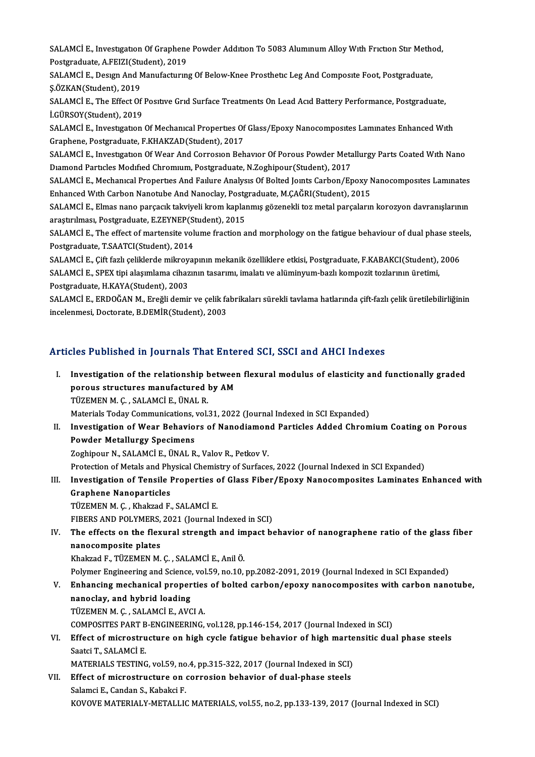SALAMCİ E., Investıgatıon Of Graphene Powder Addıtıon To 5083 Alumınum Alloy Wıth Frıctıon Stır Method, Postgraduate, A.FEIZI(Student), 2019

SALAMCİ E., Desıgn And Manufacturıng Of Below-Knee Prosthetıc Leg And Composıte Foot, Postgraduate, Ş.ÖZKAN(Student), 2019

SALAMCİ E., The Effect Of Posıtıve Grıd Surface Treatments On Lead Acıd Battery Performance, Postgraduate, İ.GÜRSOY(Student), 2019

SALAMCİ E., Investıgatıon Of Mechanıcal Propertıes Of Glass/Epoxy Nanocomposıtes Lamınates Enhanced Wıth Graphene, Postgraduate, F.KHAKZAD(Student), 2017

SALAMCİ E., Investıgatıon Of Wear And Corrosıon Behavıor Of Porous Powder Metallurgy Parts Coated Wıth Nano Dıamond Partıcles Modıfıed Chromıum, Postgraduate, N.Zoghipour(Student), 2017

SALAMCİ E., Mechanıcal Propertıes And Faılure Analysıs Of Bolted Joınts Carbon/Epoxy Nanocomposıtes Lamınates Enhanced Wıth Carbon Nanotube And Nanoclay, Postgraduate, M.ÇAĞRI(Student), 2015

SALAMCİ E., Elmas nano parçacık takviyeli krom kaplanmış gözenekli toz metal parçaların korozyon davranışlarının araştırılması, Postgraduate, E.ZEYNEP(Student), 2015

SALAMCİ E., The effect of martensite volume fraction and morphology on the fatigue behaviour of dual phase steels, Postgraduate, T.SAATCI(Student), 2014

SALAMCİ E., Çift fazlı çeliklerde mikroyapının mekanik özelliklere etkisi, Postgraduate, F.KABAKCI(Student), 2006

SALAMCİ E., SPEX tipi alaşımlama cihazının tasarımı, imalatı ve alüminyum-bazlı kompozit tozlarının üretimi, Postgraduate, H.KAYA(Student), 2003

SALAMCİ E., ERDOĞAN M., Ereğli demir ve çelik fabrikaları sürekli tavlama hatlarında çift-fazlı çelik üretilebilirliğinin incelenmesi, Doctorate, B.DEMİR(Student), 2003

## Articles Published in Journals That Entered SCI, SSCI and AHCI Indexes

I. **Investigation of the relationship between flexural modulus of elasticity and functionally graded porous structures manufactured by AM**
TÜZEMEN M. Ç. , SALAMCİ E., ÜNAL R.
Materials Today Communications, vol.31, 2022 (Journal Indexed in SCI Expanded)

II. **Investigation of Wear Behaviors of Nanodiamond Particles Added Chromium Coating on Porous Powder Metallurgy Specimens**
Zoghipour N., SALAMCİ E., ÜNAL R., Valov R., Petkov V.
Protection of Metals and Physical Chemistry of Surfaces, 2022 (Journal Indexed in SCI Expanded)

III. **Investigation of Tensile Properties of Glass Fiber/Epoxy Nanocomposites Laminates Enhanced with Graphene Nanoparticles**
TÜZEMEN M. Ç. , Khakzad F., SALAMCİ E.
FIBERS AND POLYMERS, 2021 (Journal Indexed in SCI)

IV. **The effects on the flexural strength and impact behavior of nanographene ratio of the glass fiber nanocomposite plates**
Khakzad F., TÜZEMEN M. Ç. , SALAMCİ E., Anil Ö.
Polymer Engineering and Science, vol.59, no.10, pp.2082-2091, 2019 (Journal Indexed in SCI Expanded)

V. **Enhancing mechanical properties of bolted carbon/epoxy nanocomposites with carbon nanotube, nanoclay, and hybrid loading**
TÜZEMEN M. Ç. , SALAMCİ E., AVCI A.
COMPOSITES PART B-ENGINEERING, vol.128, pp.146-154, 2017 (Journal Indexed in SCI)

VI. **Effect of microstructure on high cycle fatigue behavior of high martensitic dual phase steels**
Saatci T., SALAMCİ E.
MATERIALS TESTING, vol.59, no.4, pp.315-322, 2017 (Journal Indexed in SCI)

VII. **Effect of microstructure on corrosion behavior of dual-phase steels**
Salamci E., Candan S., Kabakci F.
KOVOVE MATERIALY-METALLIC MATERIALS, vol.55, no.2, pp.133-139, 2017 (Journal Indexed in SCI)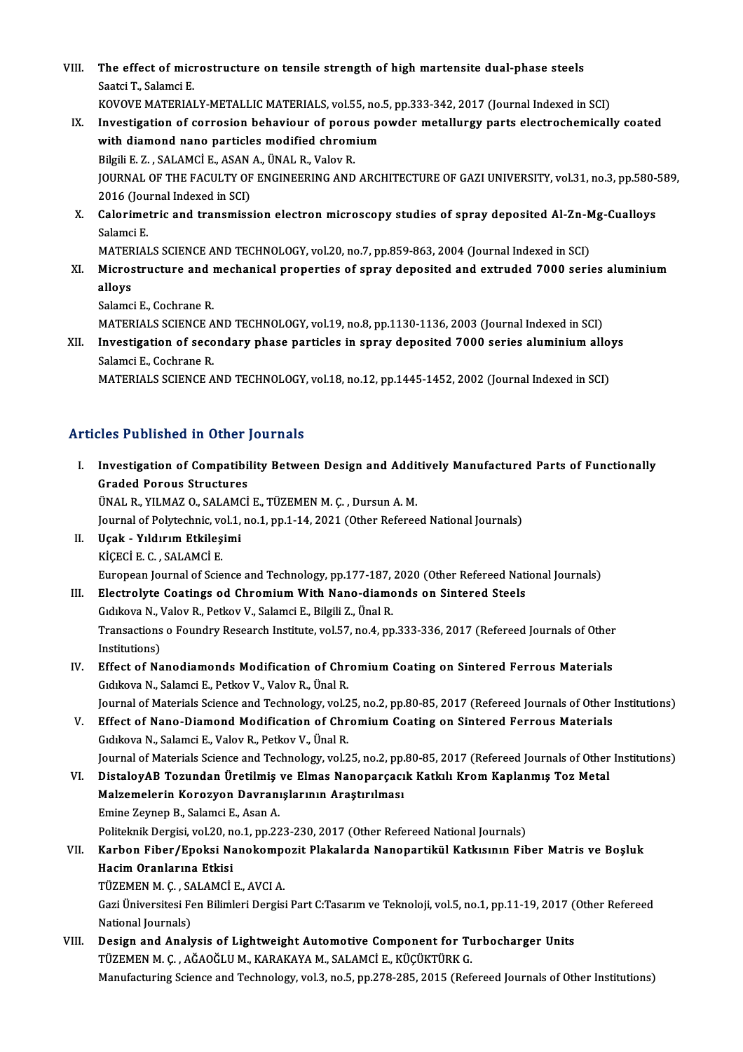VIII. **The effect of microstructure on tensile strength of high martensite dual-phase steels**
Saatci T., Salamci E.
KOVOVE MATERIALY-METALLIC MATERIALS, vol.55, no.5, pp.333-342, 2017 (Journal Indexed in SCI)

IX. **Investigation of corrosion behaviour of porous powder metallurgy parts electrochemically coated with diamond nano particles modified chromium**
Bilgili E. Z. , SALAMCİ E., ASAN A., ÜNAL R., Valov R.
JOURNAL OF THE FACULTY OF ENGINEERING AND ARCHITECTURE OF GAZI UNIVERSITY, vol.31, no.3, pp.580-589, 2016 (Journal Indexed in SCI)

X. **Calorimetric and transmission electron microscopy studies of spray deposited Al-Zn-Mg-Cualloys**
Salamci E.
MATERIALS SCIENCE AND TECHNOLOGY, vol.20, no.7, pp.859-863, 2004 (Journal Indexed in SCI)

XI. **Microstructure and mechanical properties of spray deposited and extruded 7000 series aluminium alloys**
Salamci E., Cochrane R.
MATERIALS SCIENCE AND TECHNOLOGY, vol.19, no.8, pp.1130-1136, 2003 (Journal Indexed in SCI)

XII. **Investigation of secondary phase particles in spray deposited 7000 series aluminium alloys**
Salamci E., Cochrane R.
MATERIALS SCIENCE AND TECHNOLOGY, vol.18, no.12, pp.1445-1452, 2002 (Journal Indexed in SCI)

## Articles Published in Other Journals

I. **Investigation of Compatibility Between Design and Additively Manufactured Parts of Functionally Graded Porous Structures**
ÜNAL R., YILMAZ O., SALAMCİ E., TÜZEMEN M. Ç. , Dursun A. M.
Journal of Polytechnic, vol.1, no.1, pp.1-14, 2021 (Other Refereed National Journals)

II. **Uçak - Yıldırım Etkileşimi**
KİÇECİ E. C. , SALAMCİ E.
European Journal of Science and Technology, pp.177-187, 2020 (Other Refereed National Journals)

III. **Electrolyte Coatings od Chromium With Nano-diamonds on Sintered Steels**
Gıdıkova N., Valov R., Petkov V., Salamci E., Bilgili Z., Ünal R.
Transactions o Foundry Research Institute, vol.57, no.4, pp.333-336, 2017 (Refereed Journals of Other Institutions)

IV. **Effect of Nanodiamonds Modification of Chromium Coating on Sintered Ferrous Materials**
Gıdıkova N., Salamci E., Petkov V., Valov R., Ünal R.
Journal of Materials Science and Technology, vol.25, no.2, pp.80-85, 2017 (Refereed Journals of Other Institutions)

V. **Effect of Nano-Diamond Modification of Chromium Coating on Sintered Ferrous Materials**
Gıdıkova N., Salamci E., Valov R., Petkov V., Ünal R.
Journal of Materials Science and Technology, vol.25, no.2, pp.80-85, 2017 (Refereed Journals of Other Institutions)

VI. **DistaloyAB Tozundan Üretilmiş ve Elmas Nanoparçacık Katkılı Krom Kaplanmış Toz Metal Malzemelerin Korozyon Davranışlarının Araştırılması**
Emine Zeynep B., Salamci E., Asan A.
Politeknik Dergisi, vol.20, no.1, pp.223-230, 2017 (Other Refereed National Journals)

VII. **Karbon Fiber/Epoksi Nanokompozit Plakalarda Nanopartikül Katkısının Fiber Matris ve Boşluk Hacim Oranlarına Etkisi**
TÜZEMEN M. Ç. , SALAMCİ E., AVCI A.
Gazi Üniversitesi Fen Bilimleri Dergisi Part C:Tasarım ve Teknoloji, vol.5, no.1, pp.11-19, 2017 (Other Refereed National Journals)

VIII. **Design and Analysis of Lightweight Automotive Component for Turbocharger Units**
TÜZEMEN M. Ç. , AĞAOĞLU M., KARAKAYA M., SALAMCİ E., KÜÇÜKTÜRK G.
Manufacturing Science and Technology, vol.3, no.5, pp.278-285, 2015 (Refereed Journals of Other Institutions)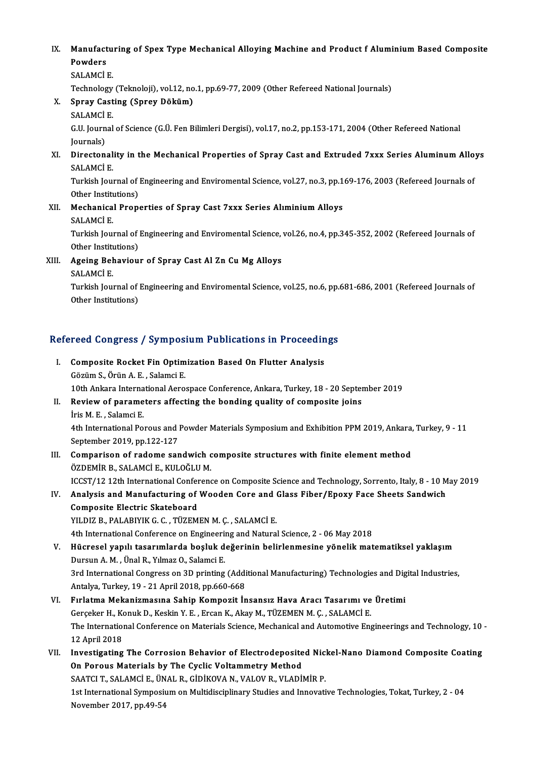IX. **Manufacturing of Spex Type Mechanical Alloying Machine and Product f Aluminium Based Composite Powders**
SALAMCİ E.
Technology (Teknoloji), vol.12, no.1, pp.69-77, 2009 (Other Refereed National Journals)

X. **Spray Casting (Sprey Döküm)**
SALAMCİ E.
G.U. Journal of Science (G.Ü. Fen Bilimleri Dergisi), vol.17, no.2, pp.153-171, 2004 (Other Refereed National Journals)

XI. **Directonality in the Mechanical Properties of Spray Cast and Extruded 7xxx Series Aluminum Alloys**
SALAMCİ E.
Turkish Journal of Engineering and Enviromental Science, vol.27, no.3, pp.169-176, 2003 (Refereed Journals of Other Institutions)

XII. **Mechanical Properties of Spray Cast 7xxx Series Alıminium Alloys**
SALAMCİ E.
Turkish Journal of Engineering and Enviromental Science, vol.26, no.4, pp.345-352, 2002 (Refereed Journals of Other Institutions)

XIII. **Ageing Behaviour of Spray Cast Al Zn Cu Mg Alloys**
SALAMCİ E.
Turkish Journal of Engineering and Enviromental Science, vol.25, no.6, pp.681-686, 2001 (Refereed Journals of Other Institutions)

## Refereed Congress / Symposium Publications in Proceedings

I. **Composite Rocket Fin Optimization Based On Flutter Analysis**
Gözüm S., Örün A. E. , Salamci E.
10th Ankara International Aerospace Conference, Ankara, Turkey, 18 - 20 September 2019

II. **Review of parameters affecting the bonding quality of composite joins**
İris M. E. , Salamci E.
4th International Porous and Powder Materials Symposium and Exhibition PPM 2019, Ankara, Turkey, 9 - 11 September 2019, pp.122-127

III. **Comparison of radome sandwich composite structures with finite element method**
ÖZDEMİR B., SALAMCİ E., KULOĞLU M.
ICCST/12 12th International Conference on Composite Science and Technology, Sorrento, Italy, 8 - 10 May 2019

IV. **Analysis and Manufacturing of Wooden Core and Glass Fiber/Epoxy Face Sheets Sandwich Composite Electric Skateboard**
YILDIZ B., PALABIYIK G. C. , TÜZEMEN M. Ç. , SALAMCİ E.
4th International Conference on Engineering and Natural Science, 2 - 06 May 2018

V. **Hücresel yapılı tasarımlarda boşluk değerinin belirlenmesine yönelik matematiksel yaklaşım**
Dursun A. M. , Ünal R., Yılmaz O., Salamci E.
3rd International Congress on 3D printing (Additional Manufacturing) Technologies and Digital Industries, Antalya, Turkey, 19 - 21 April 2018, pp.660-668

VI. **Fırlatma Mekanizmasına Sahip Kompozit İnsansız Hava Aracı Tasarımı ve Üretimi**
Gerçeker H., Konuk D., Keskin Y. E. , Ercan K., Akay M., TÜZEMEN M. Ç. , SALAMCİ E.
The International Conference on Materials Science, Mechanical and Automotive Engineerings and Technology, 10 - 12 April 2018

VII. **Investigating The Corrosion Behavior of Electrodeposited Nickel-Nano Diamond Composite Coating On Porous Materials by The Cyclic Voltammetry Method**
SAATCI T., SALAMCİ E., ÜNAL R., GİDİKOVA N., VALOV R., VLADİMİR P.
1st International Symposium on Multidisciplinary Studies and Innovative Technologies, Tokat, Turkey, 2 - 04 November 2017, pp.49-54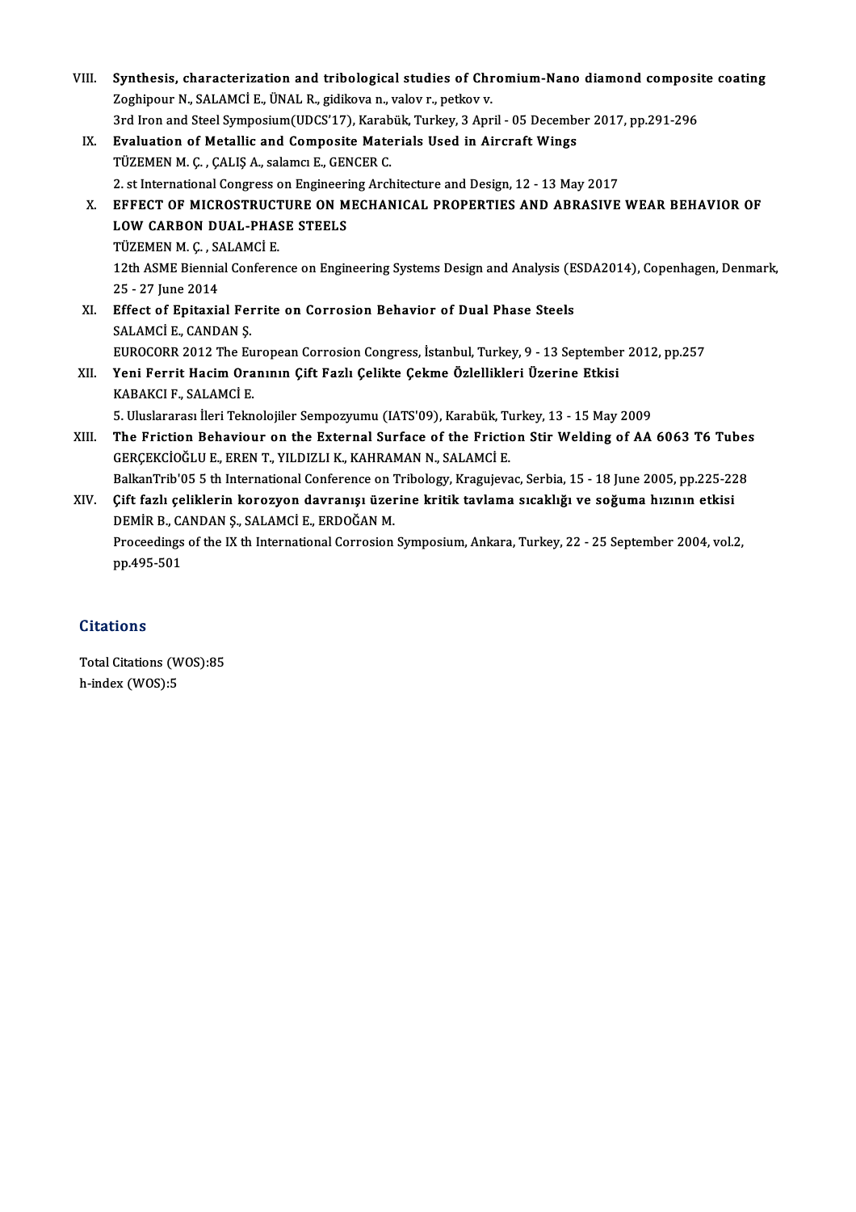VIII. **Synthesis, characterization and tribological studies of Chromium-Nano diamond composite coating**
Zoghipour N., SALAMCİ E., ÜNAL R., gidikova n., valov r., petkov v.
3rd Iron and Steel Symposium(UDCS'17), Karabük, Turkey, 3 April - 05 December 2017, pp.291-296

IX. **Evaluation of Metallic and Composite Materials Used in Aircraft Wings**
TÜZEMEN M. Ç. , ÇALIŞ A., salamcı E., GENCER C.
2. st International Congress on Engineering Architecture and Design, 12 - 13 May 2017

X. **EFFECT OF MICROSTRUCTURE ON MECHANICAL PROPERTIES AND ABRASIVE WEAR BEHAVIOR OF LOW CARBON DUAL-PHASE STEELS**
TÜZEMEN M. Ç. , SALAMCİ E.
12th ASME Biennial Conference on Engineering Systems Design and Analysis (ESDA2014), Copenhagen, Denmark, 25 - 27 June 2014

XI. **Effect of Epitaxial Ferrite on Corrosion Behavior of Dual Phase Steels**
SALAMCİ E., CANDAN Ş.
EUROCORR 2012 The European Corrosion Congress, İstanbul, Turkey, 9 - 13 September 2012, pp.257

XII. **Yeni Ferrit Hacim Oranının Çift Fazlı Çelikte Çekme Özlellikleri Üzerine Etkisi**
KABAKCI F., SALAMCİ E.
5. Uluslararası İleri Teknolojiler Sempozyumu (IATS'09), Karabük, Turkey, 13 - 15 May 2009

XIII. **The Friction Behaviour on the External Surface of the Friction Stir Welding of AA 6063 T6 Tubes**
GERÇEKCİOĞLU E., EREN T., YILDIZLI K., KAHRAMAN N., SALAMCİ E.
BalkanTrib'05 5 th International Conference on Tribology, Kragujevac, Serbia, 15 - 18 June 2005, pp.225-228

XIV. **Çift fazlı çeliklerin korozyon davranışı üzerine kritik tavlama sıcaklığı ve soğuma hızının etkisi**
DEMİR B., CANDAN Ş., SALAMCİ E., ERDOĞAN M.
Proceedings of the IX th International Corrosion Symposium, Ankara, Turkey, 22 - 25 September 2004, vol.2, pp.495-501

## Citations

Total Citations (WOS):85
h-index (WOS):5